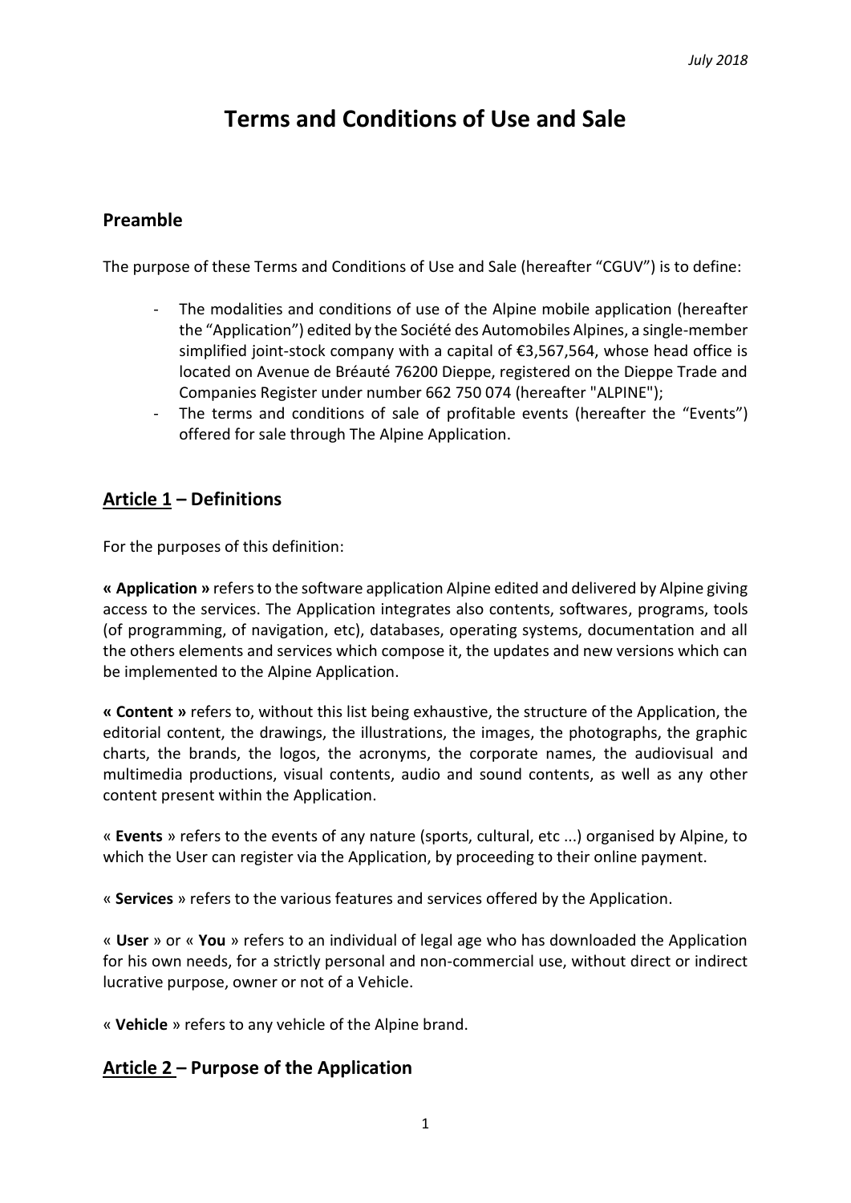*July 2018*

# Terms and Conditions of Use and Sale

## Preamble

The purpose of these Terms and Conditions of Use and Sale (hereafter "CGUV") is to define:

- The modalities and conditions of use of the Alpine mobile application (hereafter the "Application") edited by the Société des Automobiles Alpines, a single-member simplified joint-stock company with a capital of €3,567,564, whose head office is located on Avenue de Bréauté 76200 Dieppe, registered on the Dieppe Trade and Companies Register under number 662 750 074 (hereafter "ALPINE");
- The terms and conditions of sale of profitable events (hereafter the "Events") offered for sale through The Alpine Application.

## Article 1 – Definitions

For the purposes of this definition:

**« Application »** refers to the software application Alpine edited and delivered by Alpine giving access to the services. The Application integrates also contents, softwares, programs, tools (of programming, of navigation, etc), databases, operating systems, documentation and all the others elements and services which compose it, the updates and new versions which can be implemented to the Alpine Application.

**« Content »** refers to, without this list being exhaustive, the structure of the Application, the editorial content, the drawings, the illustrations, the images, the photographs, the graphic charts, the brands, the logos, the acronyms, the corporate names, the audiovisual and multimedia productions, visual contents, audio and sound contents, as well as any other content present within the Application.

« **Events** » refers to the events of any nature (sports, cultural, etc ...) organised by Alpine, to which the User can register via the Application, by proceeding to their online payment.

« **Services** » refers to the various features and services offered by the Application.

« **User** » or « **You** » refers to an individual of legal age who has downloaded the Application for his own needs, for a strictly personal and non-commercial use, without direct or indirect lucrative purpose, owner or not of a Vehicle.

« **Vehicle** » refers to any vehicle of the Alpine brand.

## Article 2 – Purpose of the Application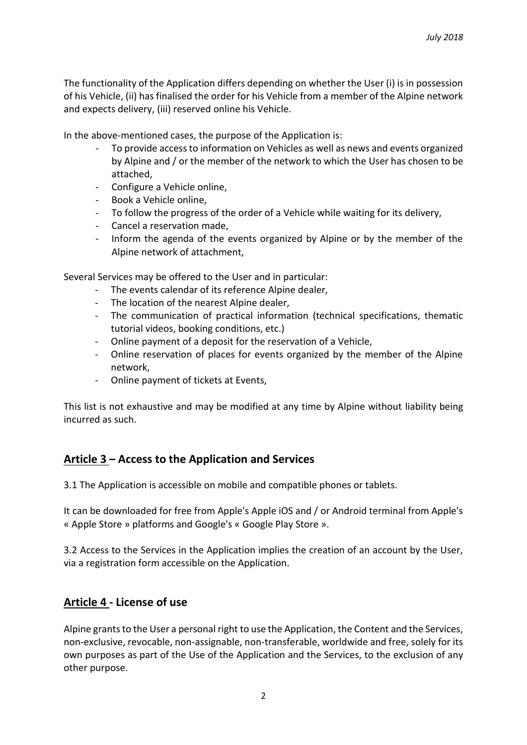The functionality of the Application differs depending on whether the User (i) is in possession of his Vehicle, (ii) has finalised the order for his Vehicle from a member of the Alpine network and expects delivery, (iii) reserved online his Vehicle.

In the above-mentioned cases, the purpose of the Application is:

- To provide access to information on Vehicles as well as news and events organized by Alpine and / or the member of the network to which the User has chosen to be attached,
- Configure a Vehicle online,
- Book a Vehicle online,
- To follow the progress of the order of a Vehicle while waiting for its delivery,
- Cancel a reservation made,
- Inform the agenda of the events organized by Alpine or by the member of the Alpine network of attachment,

Several Services may be offered to the User and in particular:

- The events calendar of its reference Alpine dealer,
- The location of the nearest Alpine dealer,
- The communication of practical information (technical specifications, thematic tutorial videos, booking conditions, etc.)
- Online payment of a deposit for the reservation of a Vehicle,
- Online reservation of places for events organized by the member of the Alpine network,
- Online payment of tickets at Events,

This list is not exhaustive and may be modified at any time by Alpine without liability being incurred as such.

## **<u>Article 3</u> – Access to the Application and Services**

3.1 The Application is accessible on mobile and compatible phones or tablets.

It can be downloaded for free from Apple's Apple iOS and / or Android terminal from Apple's « Apple Store » platforms and Google's « Google Play Store ».

3.2 Access to the Services in the Application implies the creation of an account by the User, via a registration form accessible on the Application.

## **<u>Article 4</u> - License of use**

Alpine grants to the User a personal right to use the Application, the Content and the Services, non-exclusive, revocable, non-assignable, non-transferable, worldwide and free, solely for its own purposes as part of the Use of the Application and the Services, to the exclusion of any other purpose.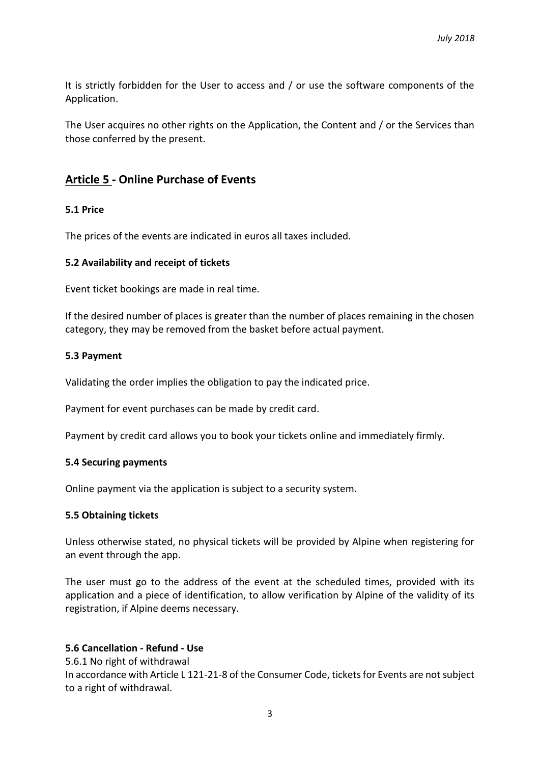It is strictly forbidden for the User to access and / or use the software components of the Application.

The User acquires no other rights on the Application, the Content and / or the Services than those conferred by the present.

## Article 5 - Online Purchase of Events

### 5.1 Price

The prices of the events are indicated in euros all taxes included.

### 5.2 Availability and receipt of tickets

Event ticket bookings are made in real time.

If the desired number of places is greater than the number of places remaining in the chosen category, they may be removed from the basket before actual payment.

### 5.3 Payment

Validating the order implies the obligation to pay the indicated price.

Payment for event purchases can be made by credit card.

Payment by credit card allows you to book your tickets online and immediately firmly.

### 5.4 Securing payments

Online payment via the application is subject to a security system.

### 5.5 Obtaining tickets

Unless otherwise stated, no physical tickets will be provided by Alpine when registering for an event through the app.

The user must go to the address of the event at the scheduled times, provided with its application and a piece of identification, to allow verification by Alpine of the validity of its registration, if Alpine deems necessary.

### 5.6 Cancellation - Refund - Use

5.6.1 No right of withdrawal
In accordance with Article L 121-21-8 of the Consumer Code, tickets for Events are not subject to a right of withdrawal.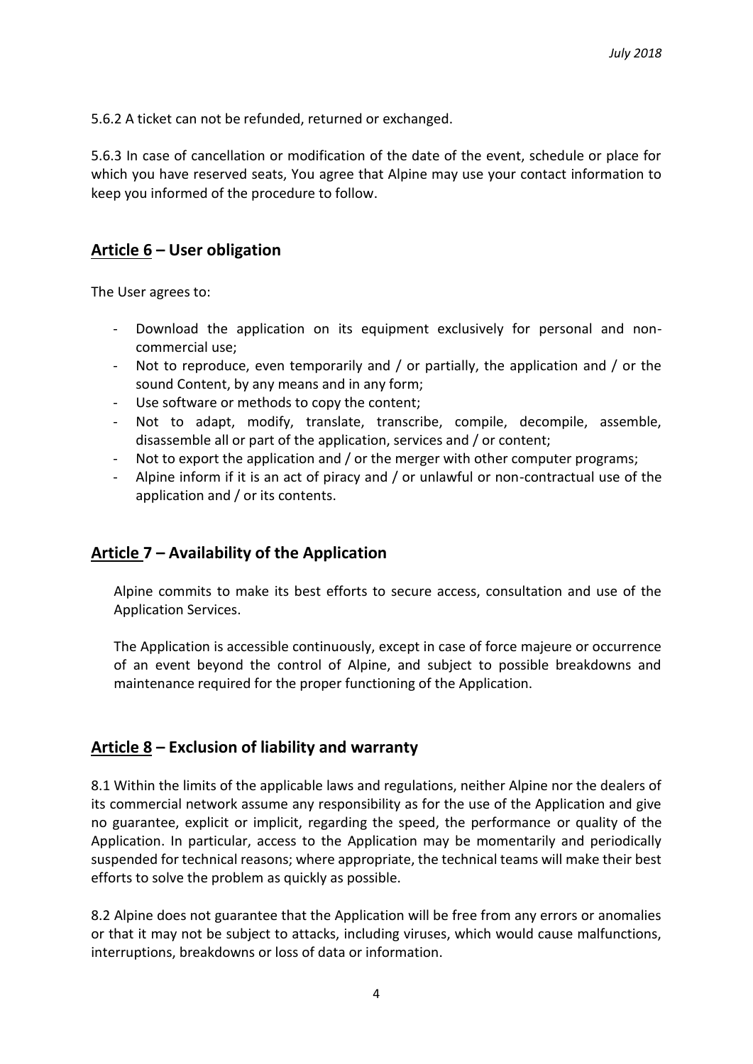5.6.2 A ticket can not be refunded, returned or exchanged.

5.6.3 In case of cancellation or modification of the date of the event, schedule or place for which you have reserved seats, You agree that Alpine may use your contact information to keep you informed of the procedure to follow.

## Article 6 – User obligation

The User agrees to:

- Download the application on its equipment exclusively for personal and non-commercial use;
- Not to reproduce, even temporarily and / or partially, the application and / or the sound Content, by any means and in any form;
- Use software or methods to copy the content;
- Not to adapt, modify, translate, transcribe, compile, decompile, assemble, disassemble all or part of the application, services and / or content;
- Not to export the application and / or the merger with other computer programs;
- Alpine inform if it is an act of piracy and / or unlawful or non-contractual use of the application and / or its contents.

## Article 7 – Availability of the Application

Alpine commits to make its best efforts to secure access, consultation and use of the Application Services.

The Application is accessible continuously, except in case of force majeure or occurrence of an event beyond the control of Alpine, and subject to possible breakdowns and maintenance required for the proper functioning of the Application.

## Article 8 – Exclusion of liability and warranty

8.1 Within the limits of the applicable laws and regulations, neither Alpine nor the dealers of its commercial network assume any responsibility as for the use of the Application and give no guarantee, explicit or implicit, regarding the speed, the performance or quality of the Application. In particular, access to the Application may be momentarily and periodically suspended for technical reasons; where appropriate, the technical teams will make their best efforts to solve the problem as quickly as possible.

8.2 Alpine does not guarantee that the Application will be free from any errors or anomalies or that it may not be subject to attacks, including viruses, which would cause malfunctions, interruptions, breakdowns or loss of data or information.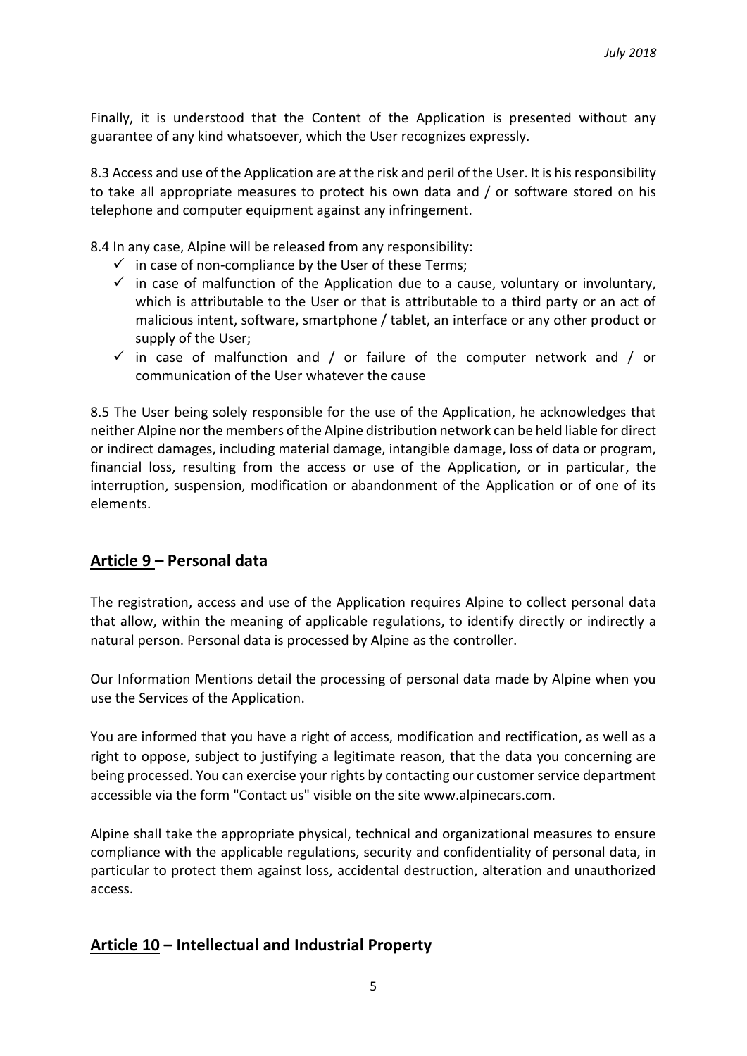Finally, it is understood that the Content of the Application is presented without any guarantee of any kind whatsoever, which the User recognizes expressly.

8.3 Access and use of the Application are at the risk and peril of the User. It is his responsibility to take all appropriate measures to protect his own data and / or software stored on his telephone and computer equipment against any infringement.

8.4 In any case, Alpine will be released from any responsibility:

- ✓ in case of non-compliance by the User of these Terms;
- ✓ in case of malfunction of the Application due to a cause, voluntary or involuntary, which is attributable to the User or that is attributable to a third party or an act of malicious intent, software, smartphone / tablet, an interface or any other product or supply of the User;
- ✓ in case of malfunction and / or failure of the computer network and / or communication of the User whatever the cause

8.5 The User being solely responsible for the use of the Application, he acknowledges that neither Alpine nor the members of the Alpine distribution network can be held liable for direct or indirect damages, including material damage, intangible damage, loss of data or program, financial loss, resulting from the access or use of the Application, or in particular, the interruption, suspension, modification or abandonment of the Application or of one of its elements.

## Article 9 – Personal data

The registration, access and use of the Application requires Alpine to collect personal data that allow, within the meaning of applicable regulations, to identify directly or indirectly a natural person. Personal data is processed by Alpine as the controller.

Our Information Mentions detail the processing of personal data made by Alpine when you use the Services of the Application.

You are informed that you have a right of access, modification and rectification, as well as a right to oppose, subject to justifying a legitimate reason, that the data you concerning are being processed. You can exercise your rights by contacting our customer service department accessible via the form "Contact us" visible on the site www.alpinecars.com.

Alpine shall take the appropriate physical, technical and organizational measures to ensure compliance with the applicable regulations, security and confidentiality of personal data, in particular to protect them against loss, accidental destruction, alteration and unauthorized access.

## Article 10 – Intellectual and Industrial Property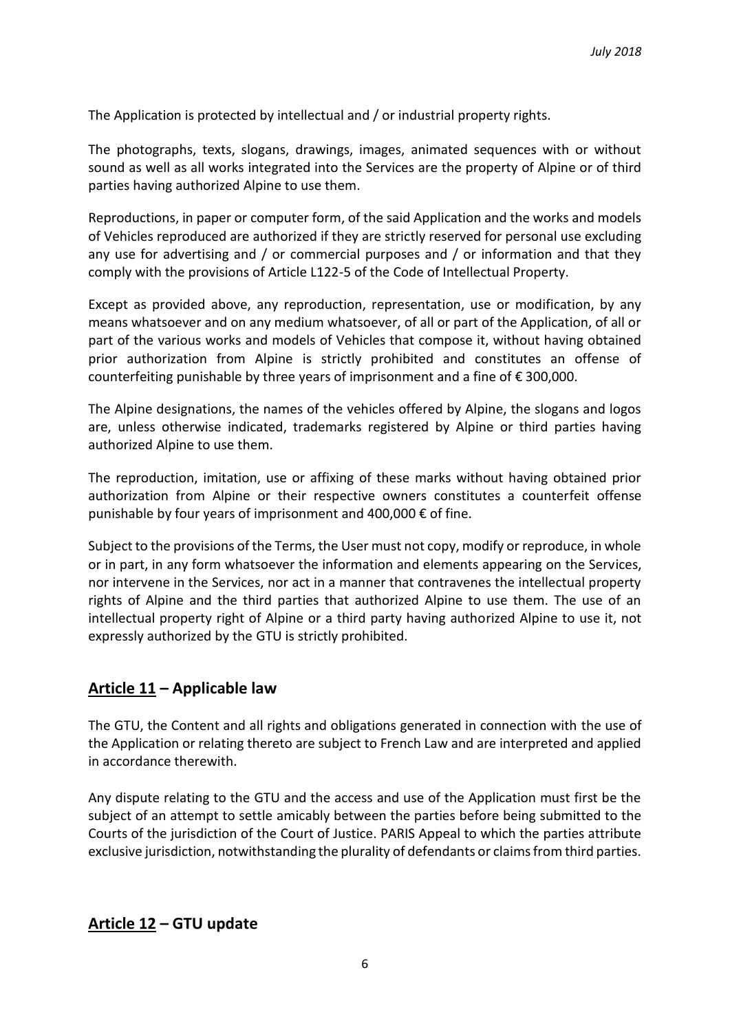The Application is protected by intellectual and / or industrial property rights.

The photographs, texts, slogans, drawings, images, animated sequences with or without sound as well as all works integrated into the Services are the property of Alpine or of third parties having authorized Alpine to use them.

Reproductions, in paper or computer form, of the said Application and the works and models of Vehicles reproduced are authorized if they are strictly reserved for personal use excluding any use for advertising and / or commercial purposes and / or information and that they comply with the provisions of Article L122-5 of the Code of Intellectual Property.

Except as provided above, any reproduction, representation, use or modification, by any means whatsoever and on any medium whatsoever, of all or part of the Application, of all or part of the various works and models of Vehicles that compose it, without having obtained prior authorization from Alpine is strictly prohibited and constitutes an offense of counterfeiting punishable by three years of imprisonment and a fine of € 300,000.

The Alpine designations, the names of the vehicles offered by Alpine, the slogans and logos are, unless otherwise indicated, trademarks registered by Alpine or third parties having authorized Alpine to use them.

The reproduction, imitation, use or affixing of these marks without having obtained prior authorization from Alpine or their respective owners constitutes a counterfeit offense punishable by four years of imprisonment and 400,000 € of fine.

Subject to the provisions of the Terms, the User must not copy, modify or reproduce, in whole or in part, in any form whatsoever the information and elements appearing on the Services, nor intervene in the Services, nor act in a manner that contravenes the intellectual property rights of Alpine and the third parties that authorized Alpine to use them. The use of an intellectual property right of Alpine or a third party having authorized Alpine to use it, not expressly authorized by the GTU is strictly prohibited.

## **Article 11** – Applicable law

The GTU, the Content and all rights and obligations generated in connection with the use of the Application or relating thereto are subject to French Law and are interpreted and applied in accordance therewith.

Any dispute relating to the GTU and the access and use of the Application must first be the subject of an attempt to settle amicably between the parties before being submitted to the Courts of the jurisdiction of the Court of Justice. PARIS Appeal to which the parties attribute exclusive jurisdiction, notwithstanding the plurality of defendants or claims from third parties.

## **Article 12** – GTU update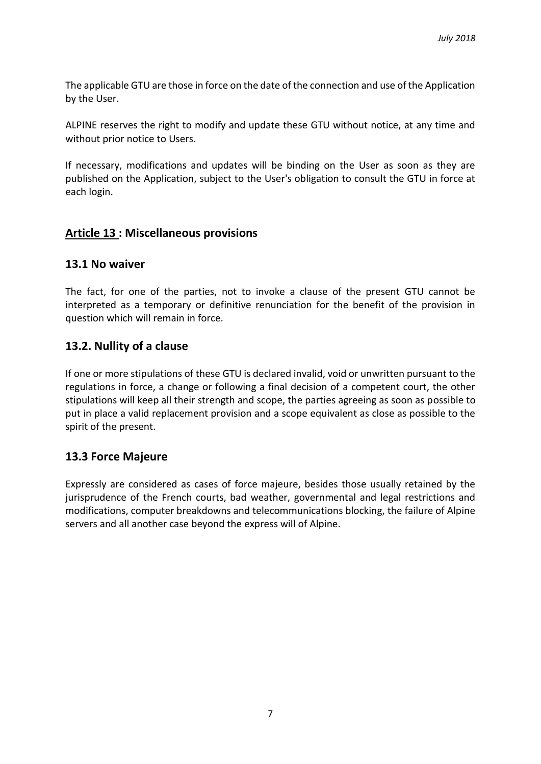The applicable GTU are those in force on the date of the connection and use of the Application by the User.

ALPINE reserves the right to modify and update these GTU without notice, at any time and without prior notice to Users.

If necessary, modifications and updates will be binding on the User as soon as they are published on the Application, subject to the User's obligation to consult the GTU in force at each login.

## Article 13 : Miscellaneous provisions

### 13.1 No waiver

The fact, for one of the parties, not to invoke a clause of the present GTU cannot be interpreted as a temporary or definitive renunciation for the benefit of the provision in question which will remain in force.

### 13.2. Nullity of a clause

If one or more stipulations of these GTU is declared invalid, void or unwritten pursuant to the regulations in force, a change or following a final decision of a competent court, the other stipulations will keep all their strength and scope, the parties agreeing as soon as possible to put in place a valid replacement provision and a scope equivalent as close as possible to the spirit of the present.

### 13.3 Force Majeure

Expressly are considered as cases of force majeure, besides those usually retained by the jurisprudence of the French courts, bad weather, governmental and legal restrictions and modifications, computer breakdowns and telecommunications blocking, the failure of Alpine servers and all another case beyond the express will of Alpine.